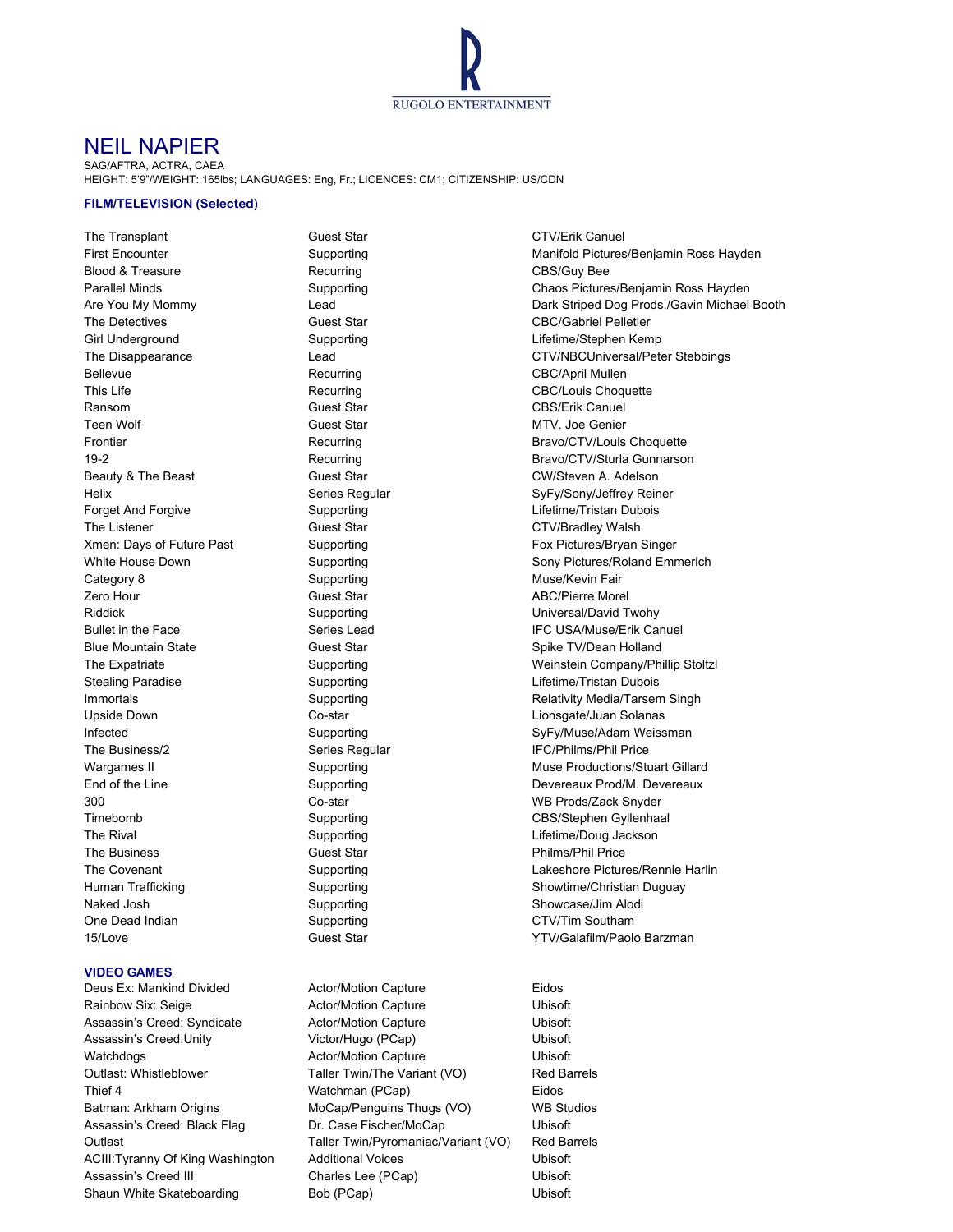RUGOLO ENTERTAINMENT

# NEIL NAPIER

SAG/AFTRA, ACTRA, CAEA
HEIGHT: 5'9"/WEIGHT: 165lbs; LANGUAGES: Eng, Fr.; LICENCES: CM1; CITIZENSHIP: US/CDN

## FILM/TELEVISION (Selected)

| | | |
|---|---|---|
| The Transplant | Guest Star | CTV/Erik Canuel |
| First Encounter | Supporting | Manifold Pictures/Benjamin Ross Hayden |
| Blood & Treasure | Recurring | CBS/Guy Bee |
| Parallel Minds | Supporting | Chaos Pictures/Benjamin Ross Hayden |
| Are You My Mommy | Lead | Dark Striped Dog Prods./Gavin Michael Booth |
| The Detectives | Guest Star | CBC/Gabriel Pelletier |
| Girl Underground | Supporting | Lifetime/Stephen Kemp |
| The Disappearance | Lead | CTV/NBCUniversal/Peter Stebbings |
| Bellevue | Recurring | CBC/April Mullen |
| This Life | Recurring | CBC/Louis Choquette |
| Ransom | Guest Star | CBS/Erik Canuel |
| Teen Wolf | Guest Star | MTV. Joe Genier |
| Frontier | Recurring | Bravo/CTV/Louis Choquette |
| 19-2 | Recurring | Bravo/CTV/Sturla Gunnarson |
| Beauty & The Beast | Guest Star | CW/Steven A. Adelson |
| Helix | Series Regular | SyFy/Sony/Jeffrey Reiner |
| Forget And Forgive | Supporting | Lifetime/Tristan Dubois |
| The Listener | Guest Star | CTV/Bradley Walsh |
| Xmen: Days of Future Past | Supporting | Fox Pictures/Bryan Singer |
| White House Down | Supporting | Sony Pictures/Roland Emmerich |
| Category 8 | Supporting | Muse/Kevin Fair |
| Zero Hour | Guest Star | ABC/Pierre Morel |
| Riddick | Supporting | Universal/David Twohy |
| Bullet in the Face | Series Lead | IFC USA/Muse/Erik Canuel |
| Blue Mountain State | Guest Star | Spike TV/Dean Holland |
| The Expatriate | Supporting | Weinstein Company/Phillip Stoltzl |
| Stealing Paradise | Supporting | Lifetime/Tristan Dubois |
| Immortals | Supporting | Relativity Media/Tarsem Singh |
| Upside Down | Co-star | Lionsgate/Juan Solanas |
| Infected | Supporting | SyFy/Muse/Adam Weissman |
| The Business/2 | Series Regular | IFC/Philms/Phil Price |
| Wargames II | Supporting | Muse Productions/Stuart Gillard |
| End of the Line | Supporting | Devereaux Prod/M. Devereaux |
| 300 | Co-star | WB Prods/Zack Snyder |
| Timebomb | Supporting | CBS/Stephen Gyllenhaal |
| The Rival | Supporting | Lifetime/Doug Jackson |
| The Business | Guest Star | Philms/Phil Price |
| The Covenant | Supporting | Lakeshore Pictures/Rennie Harlin |
| Human Trafficking | Supporting | Showtime/Christian Duguay |
| Naked Josh | Supporting | Showcase/Jim Alodi |
| One Dead Indian | Supporting | CTV/Tim Southam |
| 15/Love | Guest Star | YTV/Galafilm/Paolo Barzman |

## VIDEO GAMES

| | | |
|---|---|---|
| Deus Ex: Mankind Divided | Actor/Motion Capture | Eidos |
| Rainbow Six: Seige | Actor/Motion Capture | Ubisoft |
| Assassin's Creed: Syndicate | Actor/Motion Capture | Ubisoft |
| Assassin's Creed:Unity | Victor/Hugo (PCap) | Ubisoft |
| Watchdogs | Actor/Motion Capture | Ubisoft |
| Outlast: Whistleblower | Taller Twin/The Variant (VO) | Red Barrels |
| Thief 4 | Watchman (PCap) | Eidos |
| Batman: Arkham Origins | MoCap/Penguins Thugs (VO) | WB Studios |
| Assassin's Creed: Black Flag | Dr. Case Fischer/MoCap | Ubisoft |
| Outlast | Taller Twin/Pyromaniac/Variant (VO) | Red Barrels |
| ACIII:Tyranny Of King Washington | Additional Voices | Ubisoft |
| Assassin's Creed III | Charles Lee (PCap) | Ubisoft |
| Shaun White Skateboarding | Bob (PCap) | Ubisoft |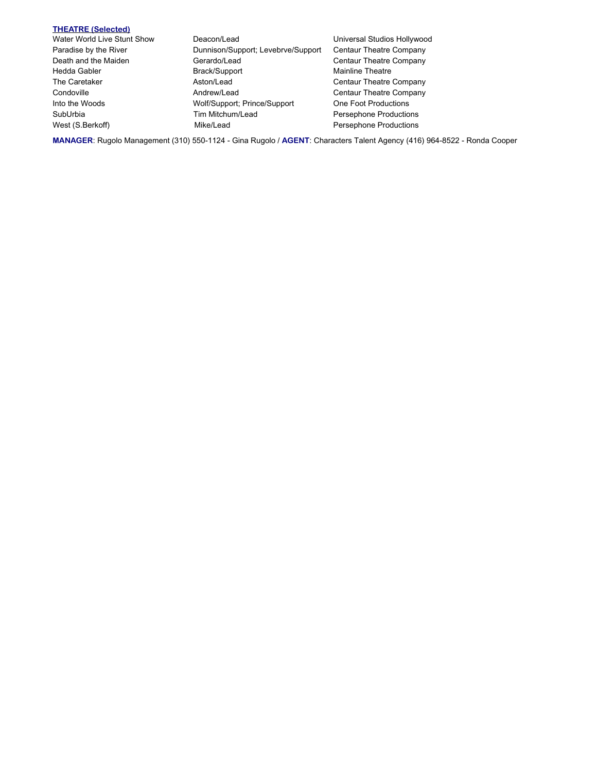**THEATRE (Selected)**

| | | |
|---|---|---|
| Water World Live Stunt Show | Deacon/Lead | Universal Studios Hollywood |
| Paradise by the River | Dunnison/Support; Levebrve/Support | Centaur Theatre Company |
| Death and the Maiden | Gerardo/Lead | Centaur Theatre Company |
| Hedda Gabler | Brack/Support | Mainline Theatre |
| The Caretaker | Aston/Lead | Centaur Theatre Company |
| Condoville | Andrew/Lead | Centaur Theatre Company |
| Into the Woods | Wolf/Support; Prince/Support | One Foot Productions |
| SubUrbia | Tim Mitchum/Lead | Persephone Productions |
| West (S.Berkoff) | Mike/Lead | Persephone Productions |

**MANAGER**: Rugolo Management (310) 550-1124 - Gina Rugolo / **AGENT**: Characters Talent Agency (416) 964-8522 - Ronda Cooper